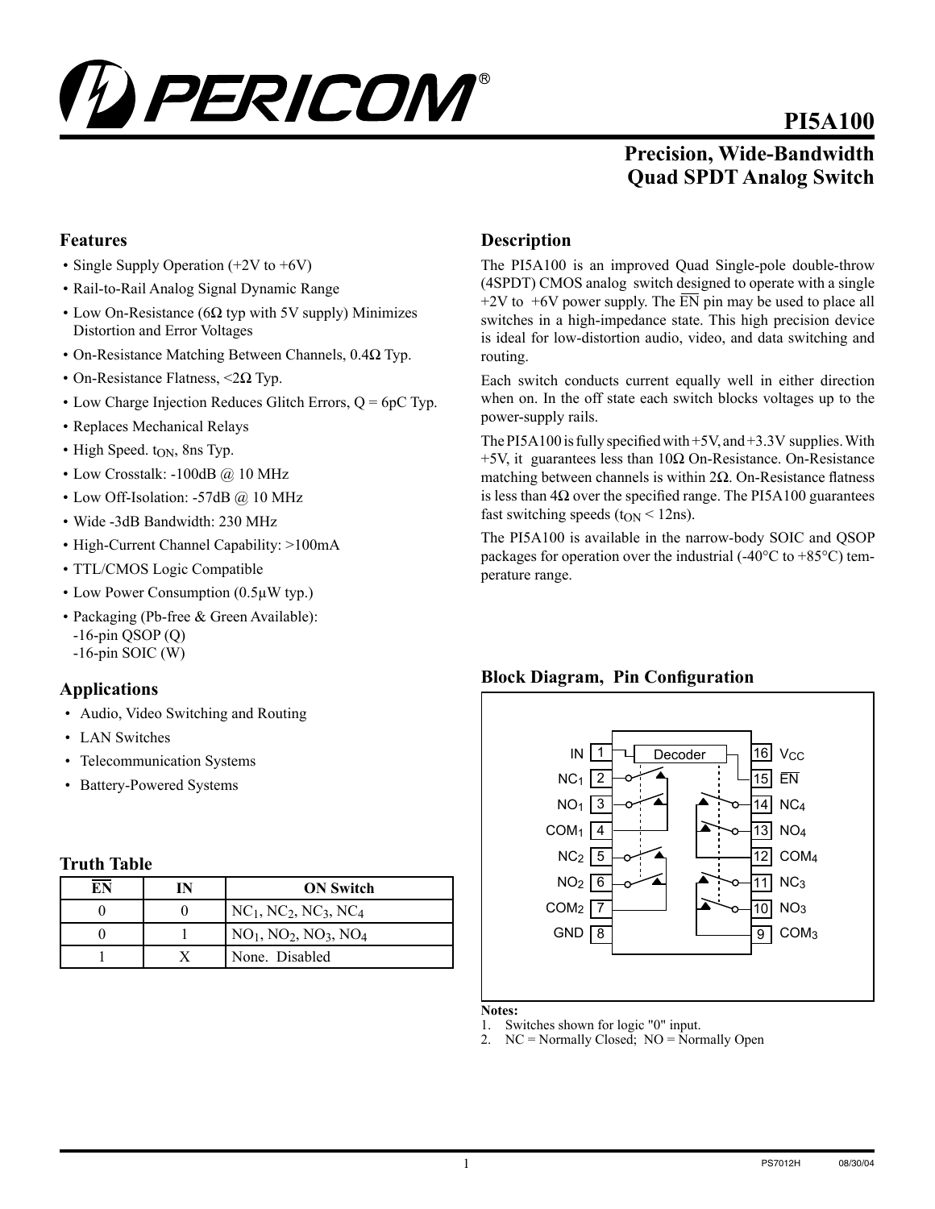# PI5A100

## Precision, Wide-Bandwidth Quad SPDT Analog Switch

### Features

- Single Supply Operation (+2V to +6V)
- Rail-to-Rail Analog Signal Dynamic Range
- Low On-Resistance (6Ω typ with 5V supply) Minimizes Distortion and Error Voltages
- On-Resistance Matching Between Channels, 0.4Ω Typ.
- On-Resistance Flatness, <2Ω Typ.
- Low Charge Injection Reduces Glitch Errors, Q = 6pC Typ.
- Replaces Mechanical Relays
- High Speed. $t_{ON}$, 8ns Typ.
- Low Crosstalk: -100dB @ 10 MHz
- Low Off-Isolation: -57dB @ 10 MHz
- Wide -3dB Bandwidth: 230 MHz
- High-Current Channel Capability: >100mA
- TTL/CMOS Logic Compatible
- Low Power Consumption (0.5µW typ.)
- Packaging (Pb-free & Green Available):
  - -16-pin QSOP (Q)
  - -16-pin SOIC (W)

### Applications

- Audio, Video Switching and Routing
- LAN Switches
- Telecommunication Systems
- Battery-Powered Systems

### Truth Table

| $\overline{EN}$ | IN | ON Switch |
|---|---|---|
| 0 | 0 | $NC_1$, $NC_2$, $NC_3$, $NC_4$ |
| 0 | 1 | $NO_1$, $NO_2$, $NO_3$, $NO_4$ |
| 1 | X | None. Disabled |

### Description

The PI5A100 is an improved Quad Single-pole double-throw (4SPDT) CMOS analog switch designed to operate with a single +2V to +6V power supply. The $\overline{EN}$ pin may be used to place all switches in a high-impedance state. This high precision device is ideal for low-distortion audio, video, and data switching and routing.

Each switch conducts current equally well in either direction when on. In the off state each switch blocks voltages up to the power-supply rails.

The PI5A100 is fully specified with +5V, and +3.3V supplies. With +5V, it guarantees less than 10Ω On-Resistance. On-Resistance matching between channels is within 2Ω. On-Resistance flatness is less than 4Ω over the specified range. The PI5A100 guarantees fast switching speeds ($t_{ON}$ < 12ns).

The PI5A100 is available in the narrow-body SOIC and QSOP packages for operation over the industrial (-40°C to +85°C) temperature range.

### Block Diagram, Pin Configuration

| Pin | Name | Pin | Name |
|---|---|---|---|
| 1 | IN | 16 | $V_{CC}$ |
| 2 | $NC_1$ | 15 | $\overline{EN}$ |
| 3 | $NO_1$ | 14 | $NC_4$ |
| 4 | $COM_1$ | 13 | $NO_4$ |
| 5 | $NC_2$ | 12 | $COM_4$ |
| 6 | $NO_2$ | 11 | $NC_3$ |
| 7 | $COM_2$ | 10 | $NO_3$ |
| 8 | GND | 9 | $COM_3$ |

Decoder

**Notes:**

1. Switches shown for logic "0" input.
2. NC = Normally Closed; NO = Normally Open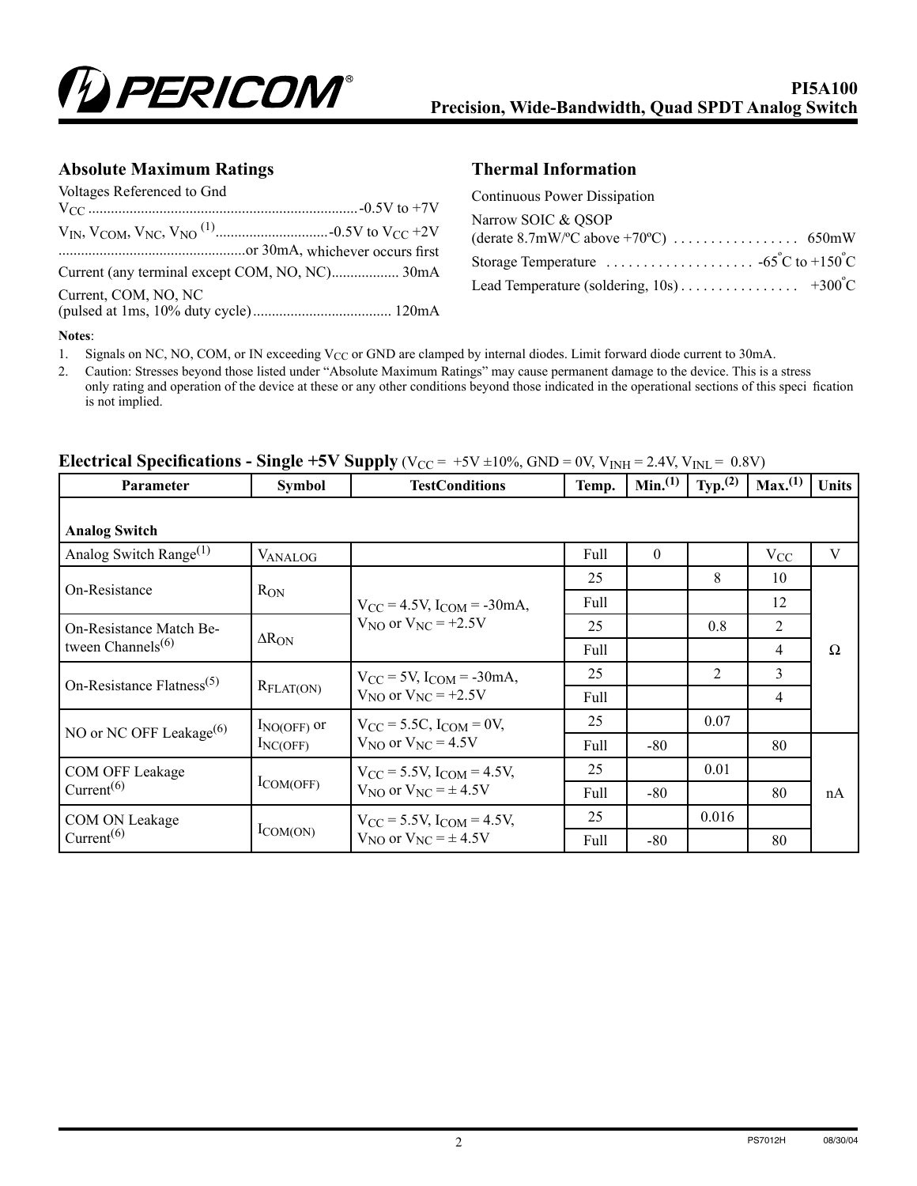## Absolute Maximum Ratings

Voltages Referenced to Gnd

$V_{CC}$ ....................................................................... -0.5V to +7V

$V_{IN}$, $V_{COM}$, $V_{NC}$, $V_{NO}$ (1) ............................. -0.5V to $V_{CC}$ +2V

.................................................or 30mA, whichever occurs first

Current (any terminal except COM, NO, NC).................. 30mA

Current, COM, NO, NC
(pulsed at 1ms, 10% duty cycle)..................................... 120mA

## Thermal Information

Continuous Power Dissipation

Narrow SOIC & QSOP
(derate 8.7mW/ºC above +70ºC) ................. 650mW

Storage Temperature .................... -65°C to +150°C

Lead Temperature (soldering, 10s) ................ +300°C

**Notes**:

1. Signals on NC, NO, COM, or IN exceeding $V_{CC}$ or GND are clamped by internal diodes. Limit forward diode current to 30mA.
2. Caution: Stresses beyond those listed under "Absolute Maximum Ratings" may cause permanent damage to the device. This is a stress only rating and operation of the device at these or any other conditions beyond those indicated in the operational sections of this specification is not implied.

## Electrical Specifications - Single +5V Supply ($V_{CC}$ = +5V ±10%, GND = 0V, $V_{INH}$ = 2.4V, $V_{INL}$ = 0.8V)

| Parameter | Symbol | TestConditions | Temp. | Min.(1) | Typ.(2) | Max.(1) | Units |
|---|---|---|---|---|---|---|---|
| **Analog Switch** | | | | | | | |
| Analog Switch Range(1) | $V_{ANALOG}$ | | Full | 0 | | $V_{CC}$ | V |
| On-Resistance | $R_{ON}$ | $V_{CC}$ = 4.5V, $I_{COM}$ = -30mA, $V_{NO}$ or $V_{NC}$ = +2.5V | 25 | | 8 | 10 | Ω |
| | | | Full | | | 12 | |
| On-Resistance Match Between Channels(6) | $\Delta R_{ON}$ | | 25 | | 0.8 | 2 | |
| | | | Full | | | 4 | |
| On-Resistance Flatness(5) | $R_{FLAT(ON)}$ | $V_{CC}$ = 5V, $I_{COM}$ = -30mA, $V_{NO}$ or $V_{NC}$ = +2.5V | 25 | | 2 | 3 | |
| | | | Full | | | 4 | |
| NO or NC OFF Leakage(6) | $I_{NO(OFF)}$ or $I_{NC(OFF)}$ | $V_{CC}$ = 5.5C, $I_{COM}$ = 0V, $V_{NO}$ or $V_{NC}$ = 4.5V | 25 | | 0.07 | | |
| | | | Full | -80 | | 80 | nA |
| COM OFF Leakage Current(6) | $I_{COM(OFF)}$ | $V_{CC}$ = 5.5V, $I_{COM}$ = 4.5V, $V_{NO}$ or $V_{NC}$ = ± 4.5V | 25 | | 0.01 | | |
| | | | Full | -80 | | 80 | |
| COM ON Leakage Current(6) | $I_{COM(ON)}$ | $V_{CC}$ = 5.5V, $I_{COM}$ = 4.5V, $V_{NO}$ or $V_{NC}$ = ± 4.5V | 25 | | 0.016 | | |
| | | | Full | -80 | | 80 | |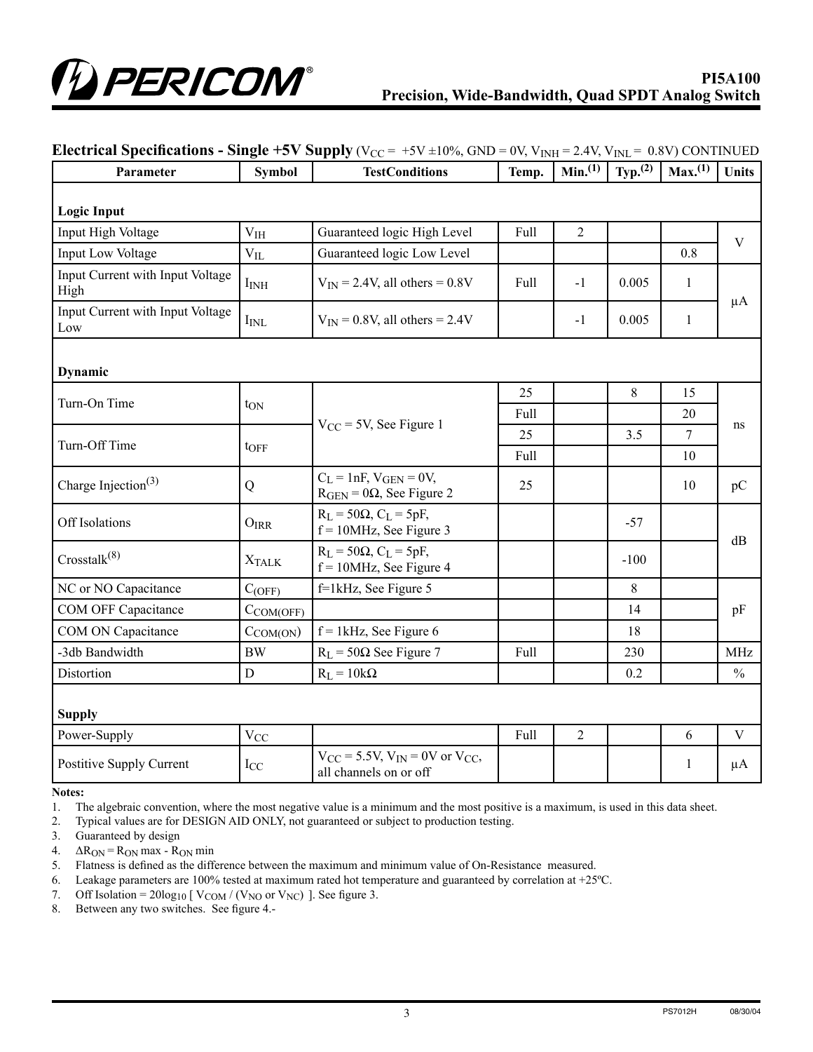## Electrical Specifications - Single +5V Supply ($V_{CC}$ = +5V ±10%, GND = 0V, $V_{INH}$ = 2.4V, $V_{INL}$ = 0.8V) CONTINUED

| Parameter | Symbol | TestConditions | Temp. | Min.[1] | Typ.[2] | Max.[1] | Units |
|---|---|---|---|---|---|---|---|
| **Logic Input** | | | | | | | |
| Input High Voltage | $V_{IH}$ | Guaranteed logic High Level | Full | 2 | | | V |
| Input Low Voltage | $V_{IL}$ | Guaranteed logic Low Level | | | | 0.8 | V |
| Input Current with Input Voltage High | $I_{INH}$ | $V_{IN}$ = 2.4V, all others = 0.8V | Full | -1 | 0.005 | 1 | µA |
| Input Current with Input Voltage Low | $I_{INL}$ | $V_{IN}$ = 0.8V, all others = 2.4V | | -1 | 0.005 | 1 | µA |
| **Dynamic** | | | | | | | |
| Turn-On Time | $t_{ON}$ | $V_{CC}$ = 5V, See Figure 1 | 25 | | 8 | 15 | ns |
| | | | Full | | | 20 | |
| Turn-Off Time | $t_{OFF}$ | | 25 | | 3.5 | 7 | |
| | | | Full | | | 10 | |
| Charge Injection[3] | Q | $C_L$ = 1nF, $V_{GEN}$ = 0V, $R_{GEN}$ = 0Ω, See Figure 2 | 25 | | | 10 | pC |
| Off Isolations | $O_{IRR}$ | $R_L$ = 50Ω, $C_L$ = 5pF, f = 10MHz, See Figure 3 | | | -57 | | dB |
| Crosstalk[8] | $X_{TALK}$ | $R_L$ = 50Ω, $C_L$ = 5pF, f = 10MHz, See Figure 4 | | | -100 | | dB |
| NC or NO Capacitance | $C_{(OFF)}$ | f=1kHz, See Figure 5 | | | 8 | | pF |
| COM OFF Capacitance | $C_{COM(OFF)}$ | | | | 14 | | pF |
| COM ON Capacitance | $C_{COM(ON)}$ | f = 1kHz, See Figure 6 | | | 18 | | pF |
| -3db Bandwidth | BW | $R_L$ = 50Ω See Figure 7 | Full | | 230 | | MHz |
| Distortion | D | $R_L$ = 10kΩ | | | 0.2 | | % |
| **Supply** | | | | | | | |
| Power-Supply | $V_{CC}$ | | Full | 2 | | 6 | V |
| Postitive Supply Current | $I_{CC}$ | $V_{CC}$ = 5.5V, $V_{IN}$ = 0V or $V_{CC}$, all channels on or off | | | | 1 | µA |

**Notes:**

1. The algebraic convention, where the most negative value is a minimum and the most positive is a maximum, is used in this data sheet.
2. Typical values are for DESIGN AID ONLY, not guaranteed or subject to production testing.
3. Guaranteed by design
4. $\Delta R_{ON} = R_{ON}$ max - $R_{ON}$ min
5. Flatness is defined as the difference between the maximum and minimum value of On-Resistance measured.
6. Leakage parameters are 100% tested at maximum rated hot temperature and guaranteed by correlation at +25ºC.
7. Off Isolation = $20\log_{10}$ [ $V_{COM}$ / ($V_{NO}$ or $V_{NC}$) ]. See figure 3.
8. Between any two switches. See figure 4.-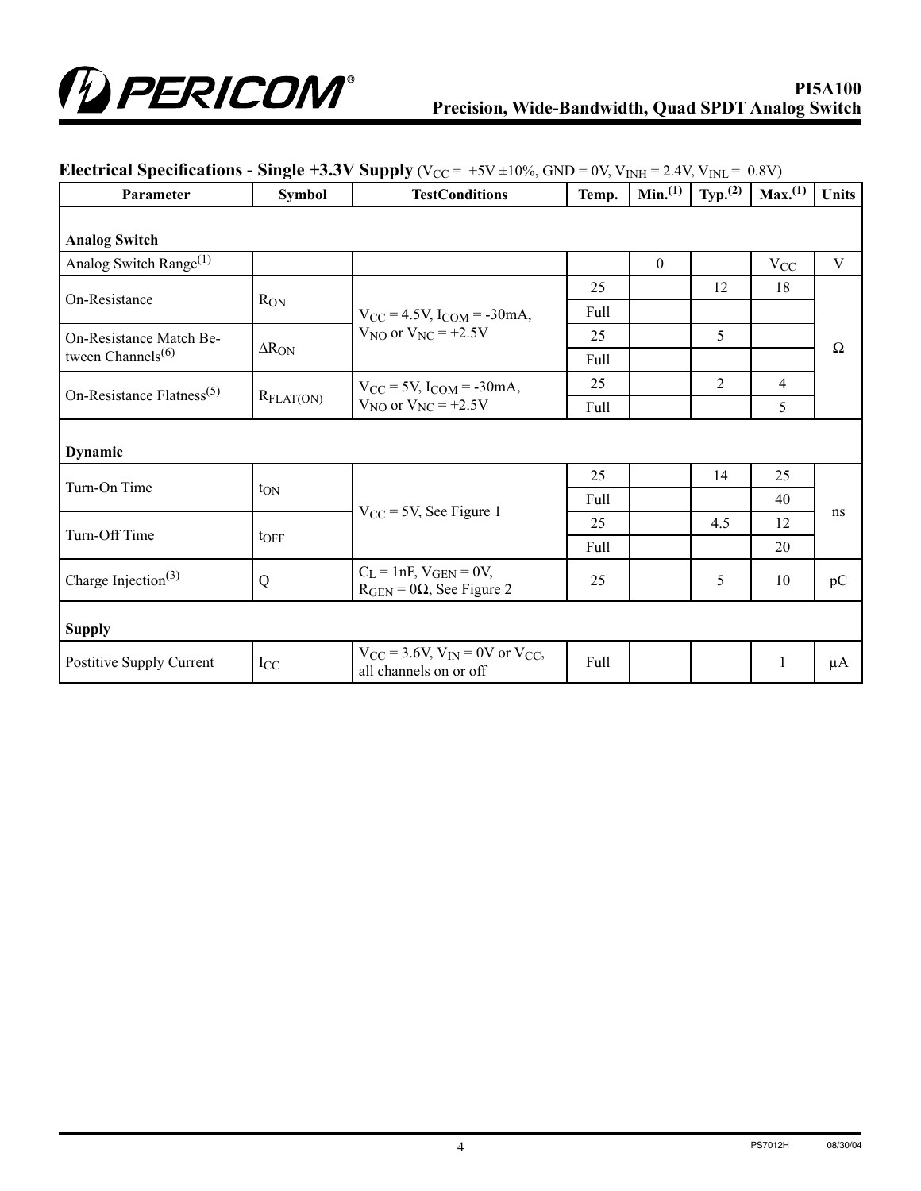## Electrical Specifications - Single +3.3V Supply ($V_{CC}$ = +5V ±10%, GND = 0V, $V_{INH}$ = 2.4V, $V_{INL}$ = 0.8V)

| Parameter | Symbol | TestConditions | Temp. | Min.(1) | Typ.(2) | Max.(1) | Units |
|---|---|---|---|---|---|---|---|
| **Analog Switch** | | | | | | | |
| Analog Switch Range(1) | | | | 0 | | $V_{CC}$ | V |
| On-Resistance | $R_{ON}$ | $V_{CC}$ = 4.5V, $I_{COM}$ = -30mA, $V_{NO}$ or $V_{NC}$ = +2.5V | 25 | | 12 | 18 | Ω |
| | | | Full | | | | |
| On-Resistance Match Between Channels(6) | $\Delta R_{ON}$ | | 25 | | 5 | | |
| | | | Full | | | | |
| On-Resistance Flatness(5) | $R_{FLAT(ON)}$ | $V_{CC}$ = 5V, $I_{COM}$ = -30mA, $V_{NO}$ or $V_{NC}$ = +2.5V | 25 | | 2 | 4 | |
| | | | Full | | | 5 | |
| **Dynamic** | | | | | | | |
| Turn-On Time | $t_{ON}$ | $V_{CC}$ = 5V, See Figure 1 | 25 | | 14 | 25 | ns |
| | | | Full | | | 40 | |
| Turn-Off Time | $t_{OFF}$ | | 25 | | 4.5 | 12 | |
| | | | Full | | | 20 | |
| Charge Injection(3) | Q | $C_L$ = 1nF, $V_{GEN}$ = 0V, $R_{GEN}$ = 0Ω, See Figure 2 | 25 | | 5 | 10 | pC |
| **Supply** | | | | | | | |
| Postitive Supply Current | $I_{CC}$ | $V_{CC}$ = 3.6V, $V_{IN}$ = 0V or $V_{CC}$, all channels on or off | Full | | | 1 | μA |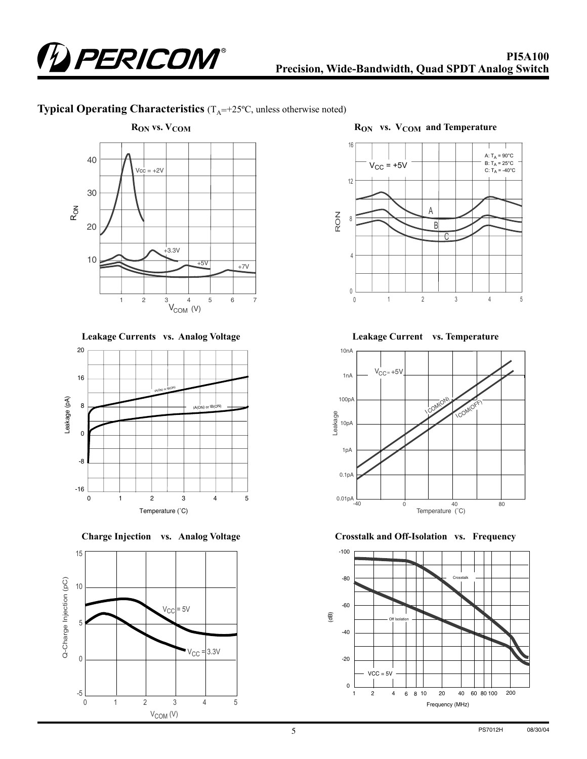## Typical Operating Characteristics ($T_A$=+25ºC, unless otherwise noted)

**$R_{ON}$ vs. $V_{COM}$**

**$R_{ON}$ vs. $V_{COM}$ and Temperature**

**Leakage Currents vs. Analog Voltage**

**Leakage Current vs. Temperature**

**Charge Injection vs. Analog Voltage**

**Crosstalk and Off-Isolation vs. Frequency**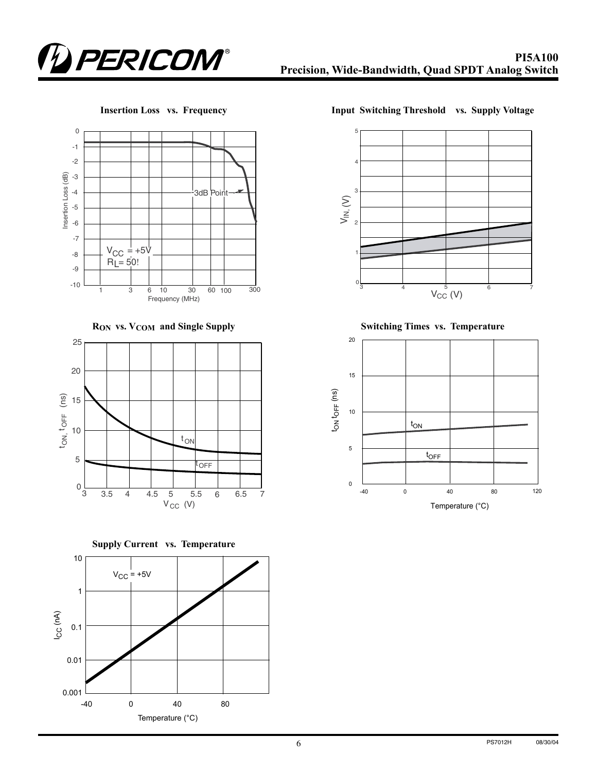**Insertion Loss vs. Frequency**

**Input Switching Threshold vs. Supply Voltage**

**$R_{ON}$ vs. $V_{COM}$ and Single Supply**

**Switching Times vs. Temperature**

**Supply Current vs. Temperature**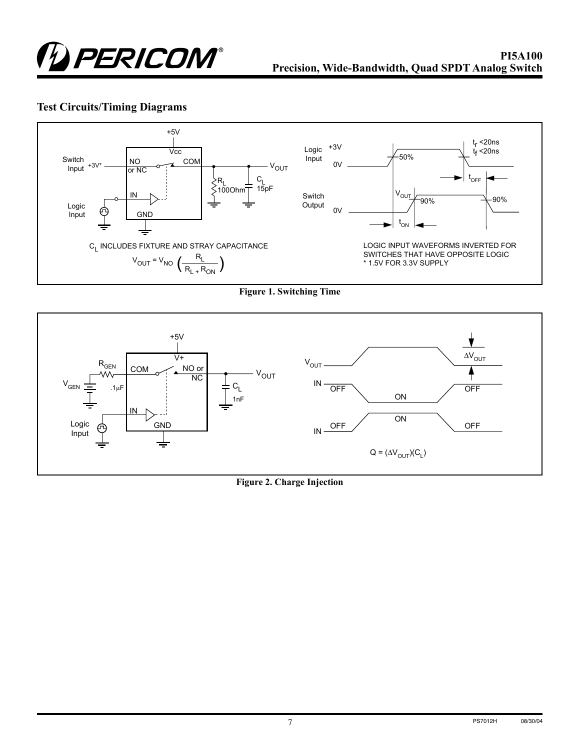## Test Circuits/Timing Diagrams

+5V

Vcc

Switch Input +3V* NO or NC COM $V_{OUT}$

$R_L$ 100Ohm $C_L$ 15pF

Logic Input IN GND

$C_L$ INCLUDES FIXTURE AND STRAY CAPACITANCE

$$V_{OUT} = V_{NO}\left(\frac{R_L}{R_L + R_{ON}}\right)$$

Logic Input +3V 0V 50% $t_r$ <20ns $t_f$ <20ns $t_{OFF}$

Switch Output 0V $V_{OUT}$ 90% 90% $t_{ON}$

LOGIC INPUT WAVEFORMS INVERTED FOR SWITCHES THAT HAVE OPPOSITE LOGIC
* 1.5V FOR 3.3V SUPPLY

**Figure 1. Switching Time**

+5V

V+

$R_{GEN}$ COM NO or NC $V_{OUT}$

$V_{GEN}$ .1µF $C_L$ 1nF

Logic Input IN GND

$V_{OUT}$ $\Delta V_{OUT}$

IN OFF ON OFF

IN OFF ON OFF

$$Q = (\Delta V_{OUT})(C_L)$$

**Figure 2. Charge Injection**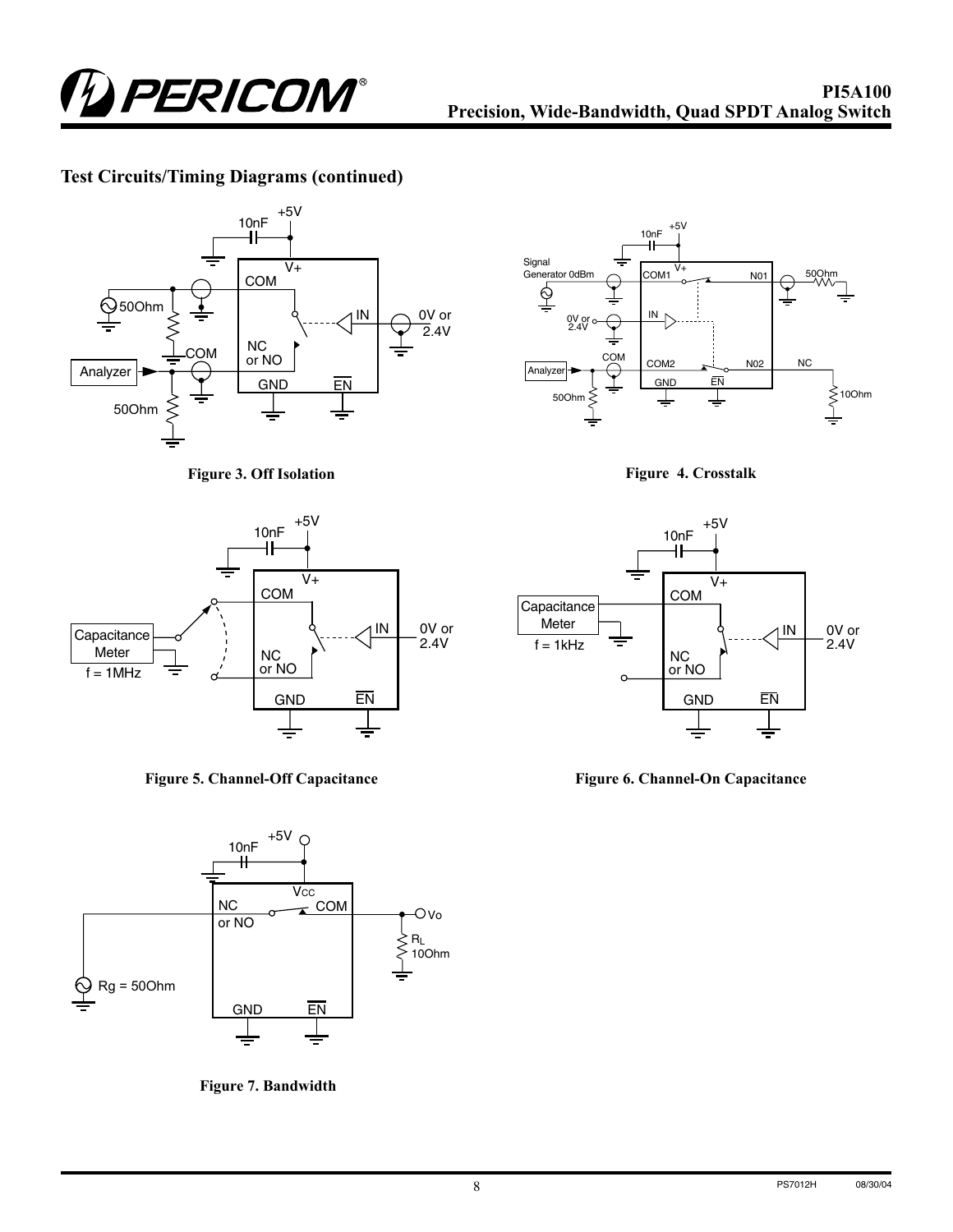## Test Circuits/Timing Diagrams (continued)

Figure 3. Off Isolation

Figure 4. Crosstalk

Figure 5. Channel-Off Capacitance

Figure 6. Channel-On Capacitance

Figure 7. Bandwidth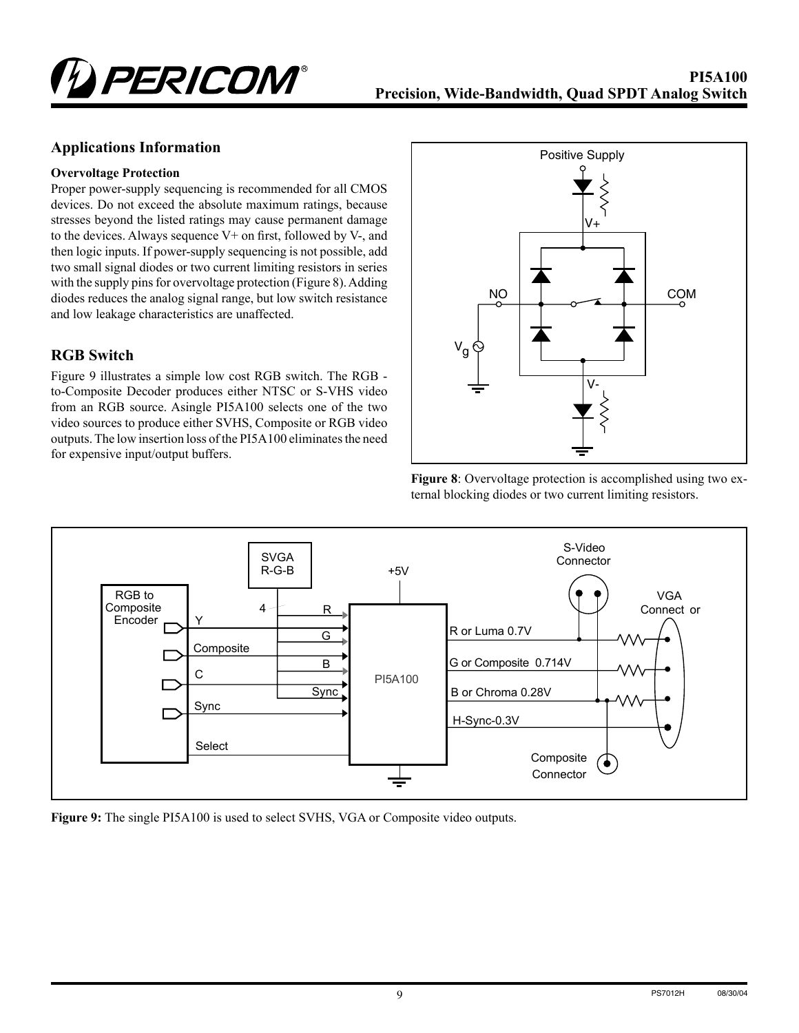## Applications Information

### Overvoltage Protection

Proper power-supply sequencing is recommended for all CMOS devices. Do not exceed the absolute maximum ratings, because stresses beyond the listed ratings may cause permanent damage to the devices. Always sequence V+ on first, followed by V-, and then logic inputs. If power-supply sequencing is not possible, add two small signal diodes or two current limiting resistors in series with the supply pins for overvoltage protection (Figure 8). Adding diodes reduces the analog signal range, but low switch resistance and low leakage characteristics are unaffected.

## RGB Switch

Figure 9 illustrates a simple low cost RGB switch. The RGB - to-Composite Decoder produces either NTSC or S-VHS video from an RGB source. Asingle PI5A100 selects one of the two video sources to produce either SVHS, Composite or RGB video outputs. The low insertion loss of the PI5A100 eliminates the need for expensive input/output buffers.

**Figure 8**: Overvoltage protection is accomplished using two external blocking diodes or two current limiting resistors.

**Figure 9:** The single PI5A100 is used to select SVHS, VGA or Composite video outputs.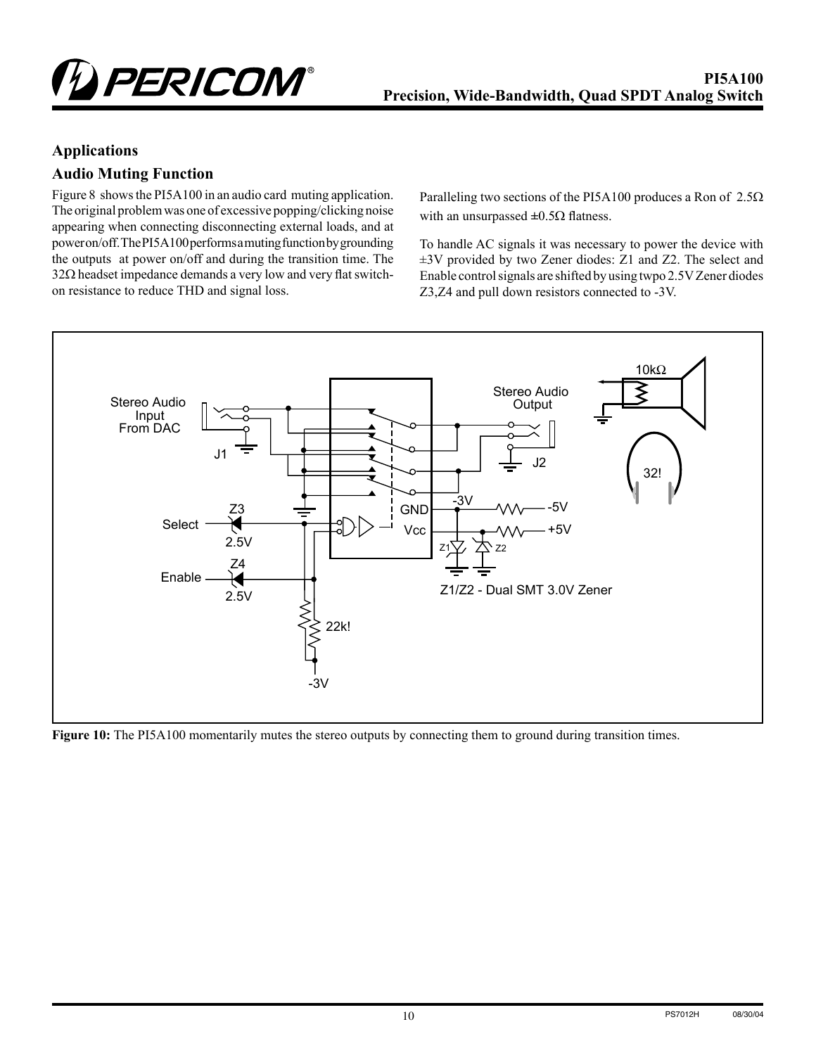## Applications

### Audio Muting Function

Figure 8 shows the PI5A100 in an audio card muting application. The original problem was one of excessive popping/clicking noise appearing when connecting disconnecting external loads, and at power on/off. The PI5A100 performs a muting function by grounding the outputs at power on/off and during the transition time. The 32Ω headset impedance demands a very low and very flat switch-on resistance to reduce THD and signal loss.

Paralleling two sections of the PI5A100 produces a Ron of 2.5Ω with an unsurpassed ±0.5Ω flatness.

To handle AC signals it was necessary to power the device with ±3V provided by two Zener diodes: Z1 and Z2. The select and Enable control signals are shifted by using twpo 2.5V Zener diodes Z3,Z4 and pull down resistors connected to -3V.

**Figure 10:** The PI5A100 momentarily mutes the stereo outputs by connecting them to ground during transition times.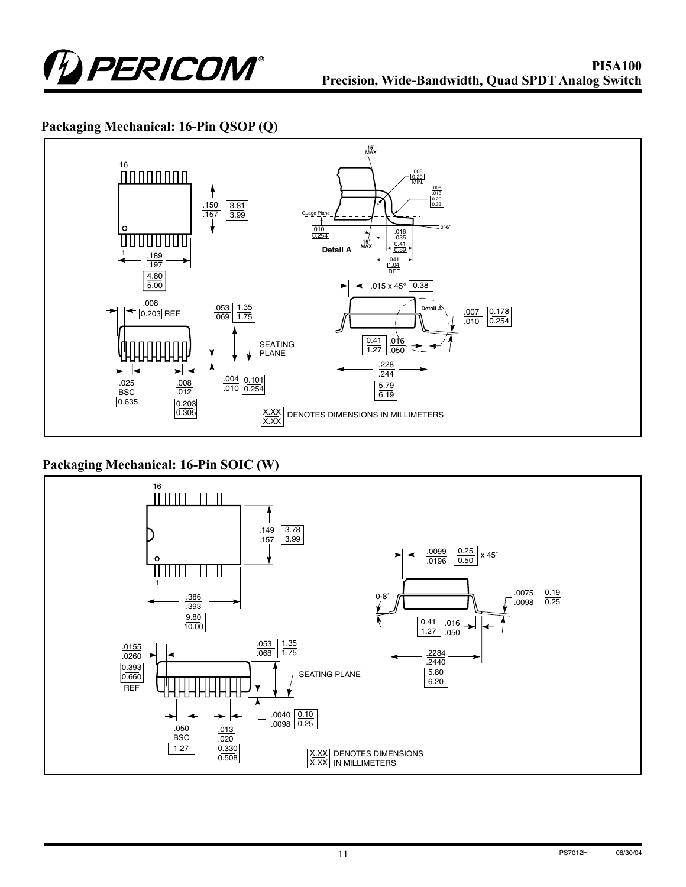## Packaging Mechanical: 16-Pin QSOP (Q)

16

1

.150 / .157 — 3.81 / 3.99

.189 / .197 — 4.80 / 5.00

.008 — 0.203 REF

.053 / .069 — 1.35 / 1.75

SEATING PLANE

.025 BSC — 0.635

.008 / .012 — 0.203 / 0.305

.004 / .010 — 0.101 / 0.254

15° MAX.

.008 — 0.20 MIN.

.008 / .013 — 0.20 / 0.33

Guage Plane

.010 — 0.254

0°-6°

.016 / .035 — 0.41 / 0.89

15° MAX.

Detail A

.041 — 1.04 REF

.015 x 45° — 0.38

Detail A

.007 / .010 — 0.178 / 0.254

0.41 / 1.27 — .016 / .050

.228 / .244 — 5.79 / 6.19

X.XX / X.XX DENOTES DIMENSIONS IN MILLIMETERS

## Packaging Mechanical: 16-Pin SOIC (W)

16

1

.149 / .157 — 3.78 / 3.99

.386 / .393 — 9.80 / 10.00

.0099 / .0196 — 0.25 / 0.50 x 45°

0-8°

.0075 / .0098 — 0.19 / 0.25

0.41 / 1.27 — .016 / .050

.2284 / .2440 — 5.80 / 6.20

.0155 / .0260 — 0.393 / 0.660 REF

.053 / .068 — 1.35 / 1.75

SEATING PLANE

.0040 / .0098 — 0.10 / 0.25

.050 BSC — 1.27

.013 / .020 — 0.330 / 0.508

X.XX / X.XX DENOTES DIMENSIONS IN MILLIMETERS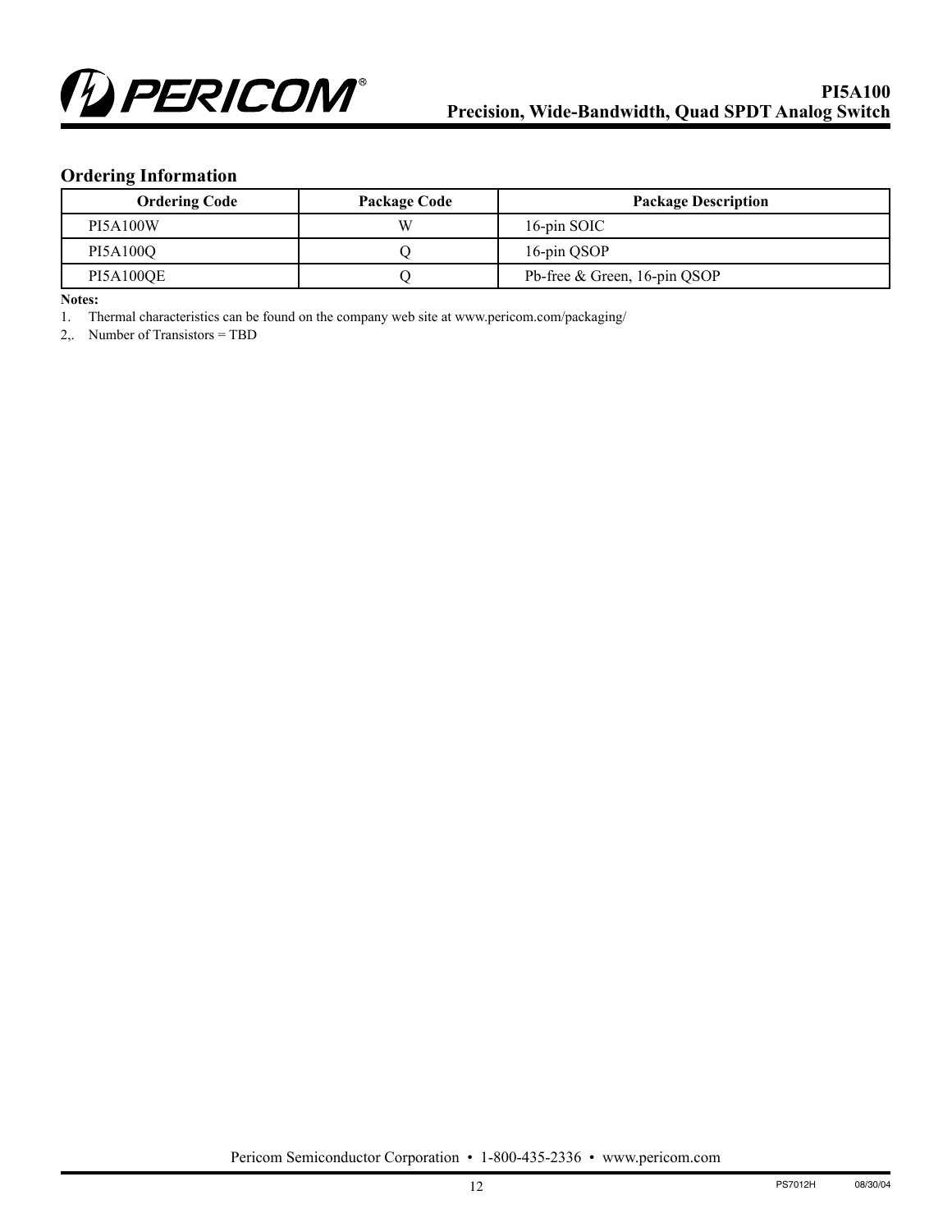## Ordering Information

| Ordering Code | Package Code | Package Description |
|---|---|---|
| PI5A100W | W | 16-pin SOIC |
| PI5A100Q | Q | 16-pin QSOP |
| PI5A100QE | Q | Pb-free & Green, 16-pin QSOP |

**Notes:**

1. Thermal characteristics can be found on the company web site at www.pericom.com/packaging/
2,. Number of Transistors = TBD